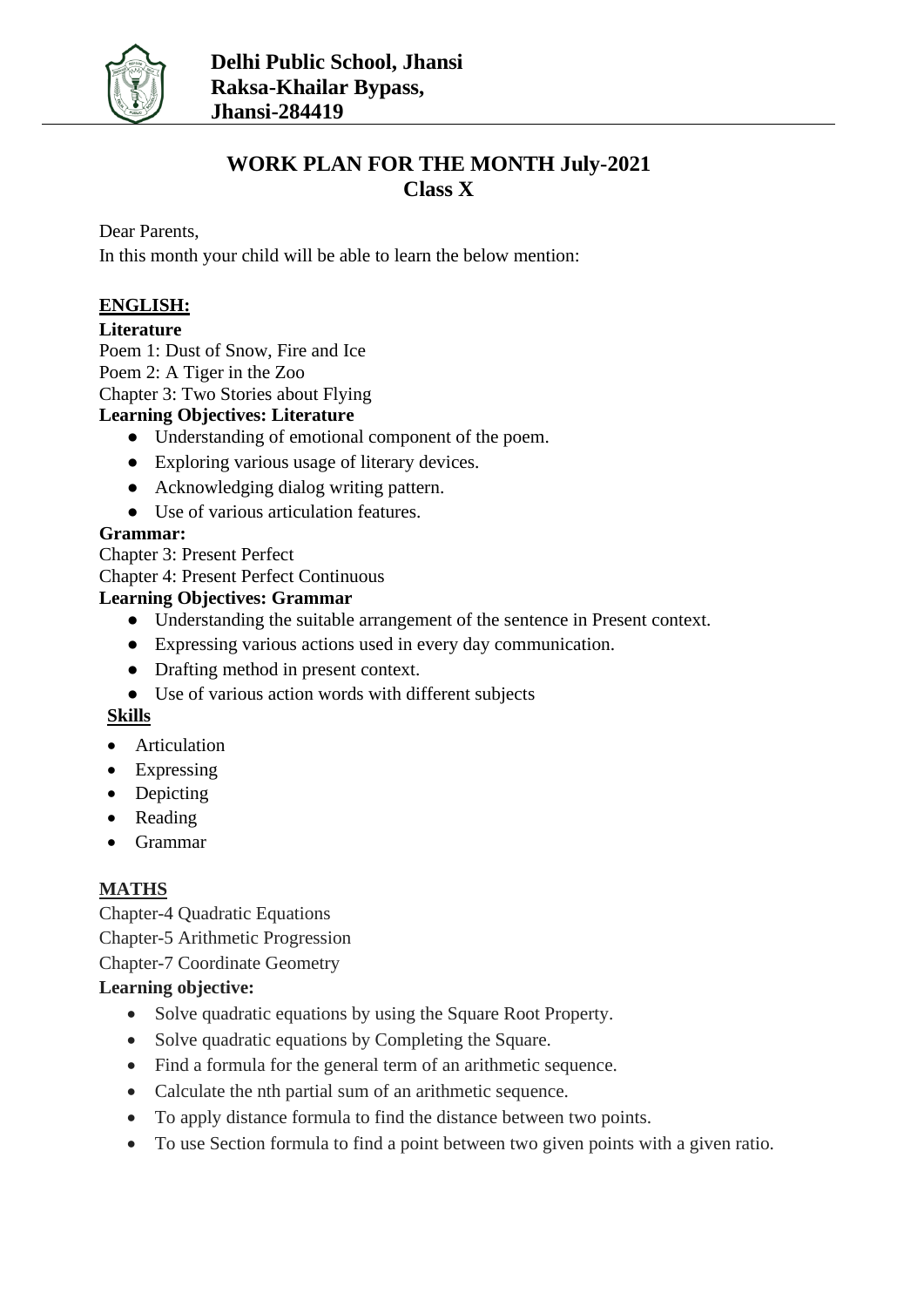**Delhi Public School, Jhansi**
**Raksa-Khailar Bypass,**
**Jhansi-284419**

# WORK PLAN FOR THE MONTH July-2021
## Class X

Dear Parents,

In this month your child will be able to learn the below mention:

## ENGLISH:

**Literature**

Poem 1: Dust of Snow, Fire and Ice

Poem 2: A Tiger in the Zoo

Chapter 3: Two Stories about Flying

**Learning Objectives: Literature**

- Understanding of emotional component of the poem.
- Exploring various usage of literary devices.
- Acknowledging dialog writing pattern.
- Use of various articulation features.

**Grammar:**

Chapter 3: Present Perfect

Chapter 4: Present Perfect Continuous

**Learning Objectives: Grammar**

- Understanding the suitable arrangement of the sentence in Present context.
- Expressing various actions used in every day communication.
- Drafting method in present context.
- Use of various action words with different subjects

**Skills**

- Articulation
- Expressing
- Depicting
- Reading
- Grammar

## MATHS

Chapter-4 Quadratic Equations

Chapter-5 Arithmetic Progression

Chapter-7 Coordinate Geometry

**Learning objective:**

- Solve quadratic equations by using the Square Root Property.
- Solve quadratic equations by Completing the Square.
- Find a formula for the general term of an arithmetic sequence.
- Calculate the nth partial sum of an arithmetic sequence.
- To apply distance formula to find the distance between two points.
- To use Section formula to find a point between two given points with a given ratio.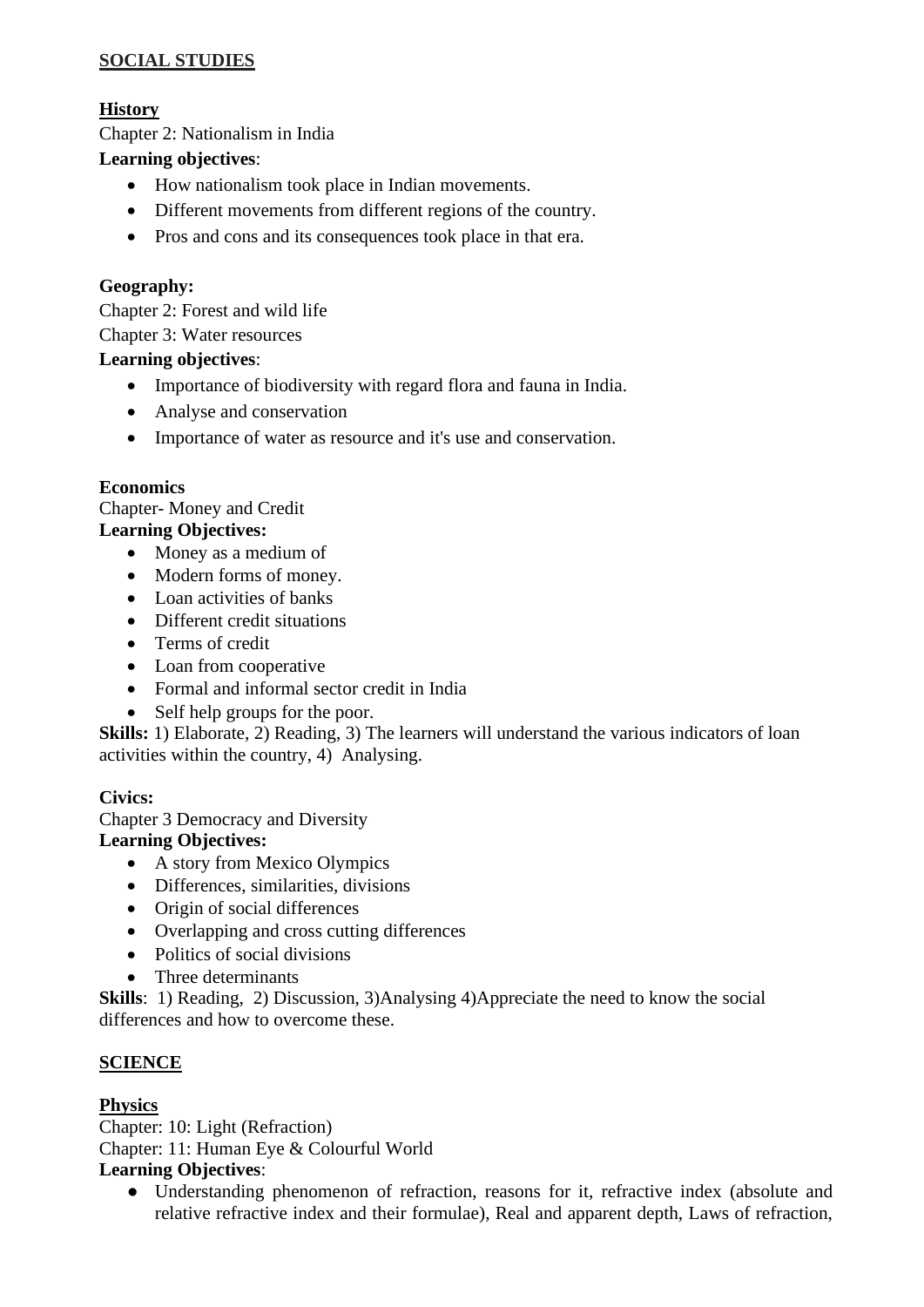**SOCIAL STUDIES**

**History**

Chapter 2: Nationalism in India

**Learning objectives**:

- How nationalism took place in Indian movements.
- Different movements from different regions of the country.
- Pros and cons and its consequences took place in that era.

**Geography:**

Chapter 2: Forest and wild life

Chapter 3: Water resources

**Learning objectives**:

- Importance of biodiversity with regard flora and fauna in India.
- Analyse and conservation
- Importance of water as resource and it's use and conservation.

**Economics**

Chapter- Money and Credit

**Learning Objectives:**

- Money as a medium of
- Modern forms of money.
- Loan activities of banks
- Different credit situations
- Terms of credit
- Loan from cooperative
- Formal and informal sector credit in India
- Self help groups for the poor.

**Skills:** 1) Elaborate, 2) Reading, 3) The learners will understand the various indicators of loan activities within the country, 4) Analysing.

**Civics:**

Chapter 3 Democracy and Diversity

**Learning Objectives:**

- A story from Mexico Olympics
- Differences, similarities, divisions
- Origin of social differences
- Overlapping and cross cutting differences
- Politics of social divisions
- Three determinants

**Skills**: 1) Reading, 2) Discussion, 3)Analysing 4)Appreciate the need to know the social differences and how to overcome these.

**SCIENCE**

**Physics**

Chapter: 10: Light (Refraction)

Chapter: 11: Human Eye & Colourful World

**Learning Objectives**:

- Understanding phenomenon of refraction, reasons for it, refractive index (absolute and relative refractive index and their formulae), Real and apparent depth, Laws of refraction,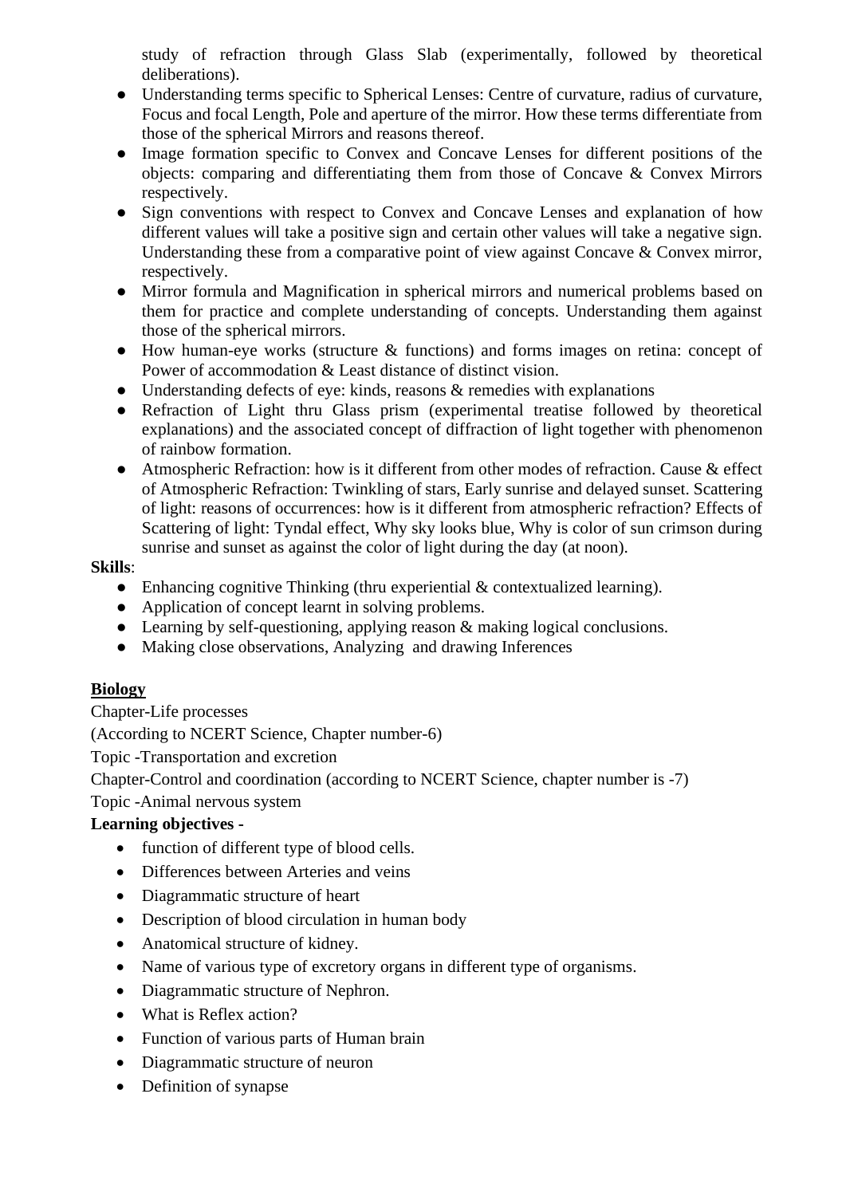study of refraction through Glass Slab (experimentally, followed by theoretical deliberations).

- Understanding terms specific to Spherical Lenses: Centre of curvature, radius of curvature, Focus and focal Length, Pole and aperture of the mirror. How these terms differentiate from those of the spherical Mirrors and reasons thereof.
- Image formation specific to Convex and Concave Lenses for different positions of the objects: comparing and differentiating them from those of Concave & Convex Mirrors respectively.
- Sign conventions with respect to Convex and Concave Lenses and explanation of how different values will take a positive sign and certain other values will take a negative sign. Understanding these from a comparative point of view against Concave & Convex mirror, respectively.
- Mirror formula and Magnification in spherical mirrors and numerical problems based on them for practice and complete understanding of concepts. Understanding them against those of the spherical mirrors.
- How human-eye works (structure & functions) and forms images on retina: concept of Power of accommodation & Least distance of distinct vision.
- Understanding defects of eye: kinds, reasons & remedies with explanations
- Refraction of Light thru Glass prism (experimental treatise followed by theoretical explanations) and the associated concept of diffraction of light together with phenomenon of rainbow formation.
- Atmospheric Refraction: how is it different from other modes of refraction. Cause & effect of Atmospheric Refraction: Twinkling of stars, Early sunrise and delayed sunset. Scattering of light: reasons of occurrences: how is it different from atmospheric refraction? Effects of Scattering of light: Tyndal effect, Why sky looks blue, Why is color of sun crimson during sunrise and sunset as against the color of light during the day (at noon).

**Skills**:

- Enhancing cognitive Thinking (thru experiential & contextualized learning).
- Application of concept learnt in solving problems.
- Learning by self-questioning, applying reason & making logical conclusions.
- Making close observations, Analyzing and drawing Inferences

**Biology**

Chapter-Life processes

(According to NCERT Science, Chapter number-6)

Topic -Transportation and excretion

Chapter-Control and coordination (according to NCERT Science, chapter number is -7)

Topic -Animal nervous system

**Learning objectives -**

- function of different type of blood cells.
- Differences between Arteries and veins
- Diagrammatic structure of heart
- Description of blood circulation in human body
- Anatomical structure of kidney.
- Name of various type of excretory organs in different type of organisms.
- Diagrammatic structure of Nephron.
- What is Reflex action?
- Function of various parts of Human brain
- Diagrammatic structure of neuron
- Definition of synapse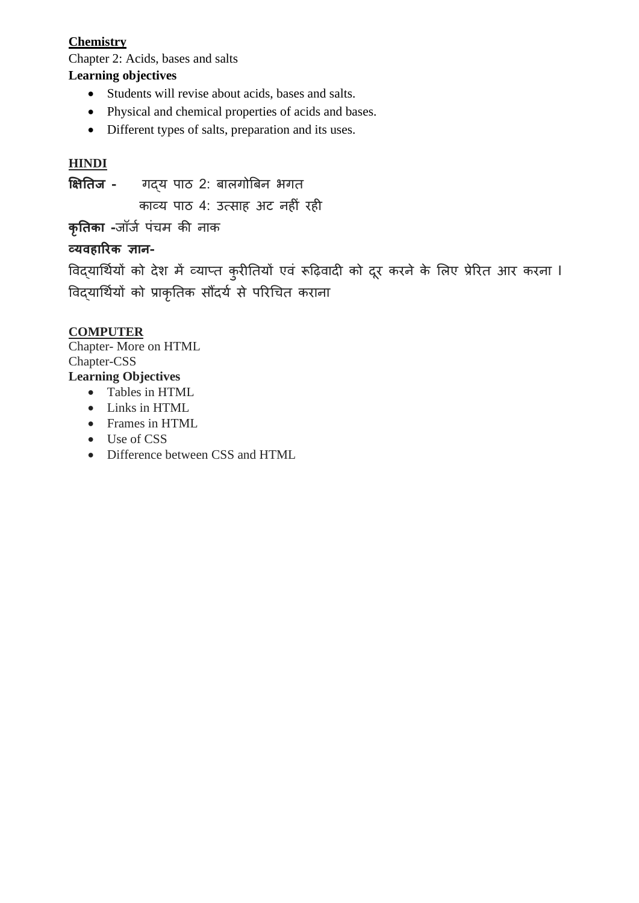**Chemistry**

Chapter 2: Acids, bases and salts

**Learning objectives**

- Students will revise about acids, bases and salts.
- Physical and chemical properties of acids and bases.
- Different types of salts, preparation and its uses.

**HINDI**

**क्षितिज -** गद्य पाठ 2: बालगोबिन भगत

काव्य पाठ 4: उत्साह अट नहीं रही

**कृतिका -**जॉर्ज पंचम की नाक

**व्यवहारिक ज्ञान-**

विद्यार्थियों को देश में व्याप्त कुरीतियों एवं रूढ़िवादी को दूर करने के लिए प्रेरित आर करना ।

विद्यार्थियों को प्राकृतिक सौंदर्य से परिचित कराना

**COMPUTER**

Chapter- More on HTML

Chapter-CSS

**Learning Objectives**

- Tables in HTML
- Links in HTML
- Frames in HTML
- Use of CSS
- Difference between CSS and HTML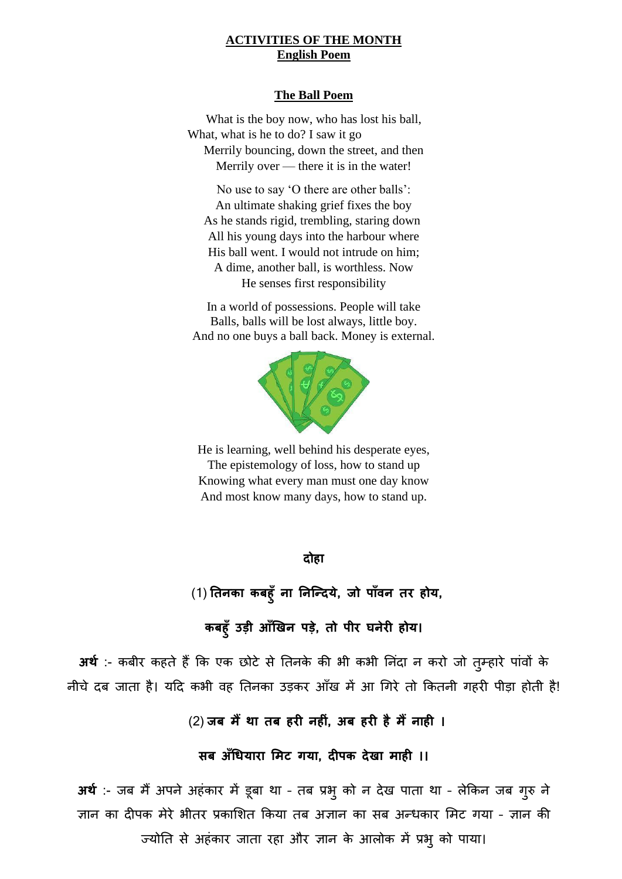## ACTIVITIES OF THE MONTH

## English Poem

### The Ball Poem

What is the boy now, who has lost his ball,
What, what is he to do? I saw it go
Merrily bouncing, down the street, and then
Merrily over — there it is in the water!

No use to say 'O there are other balls':
An ultimate shaking grief fixes the boy
As he stands rigid, trembling, staring down
All his young days into the harbour where
His ball went. I would not intrude on him;
A dime, another ball, is worthless. Now
He senses first responsibility

In a world of possessions. People will take
Balls, balls will be lost always, little boy.
And no one buys a ball back. Money is external.

He is learning, well behind his desperate eyes,
The epistemology of loss, how to stand up
Knowing what every man must one day know
And most know many days, how to stand up.

### दोहा

(1) **तिनका कबहुँ ना निन्दिये, जो पाँवन तर होय,**

**कबहुँ उड़ी आँखिन पड़े, तो पीर घनेरी होय।**

**अर्थ** :- कबीर कहते हैं कि एक छोटे से तिनके की भी कभी निंदा न करो जो तुम्हारे पांवों के नीचे दब जाता है। यदि कभी वह तिनका उड़कर आँख में आ गिरे तो कितनी गहरी पीड़ा होती है!

(2) **जब मैं था तब हरी नहीं, अब हरी है मैं नाही ।**

**सब अँधियारा मिट गया, दीपक देखा माही ।।**

**अर्थ** :- जब मैं अपने अहंकार में डूबा था - तब प्रभु को न देख पाता था - लेकिन जब गुरु ने ज्ञान का दीपक मेरे भीतर प्रकाशित किया तब अज्ञान का सब अन्धकार मिट गया - ज्ञान की ज्योति से अहंकार जाता रहा और ज्ञान के आलोक में प्रभु को पाया।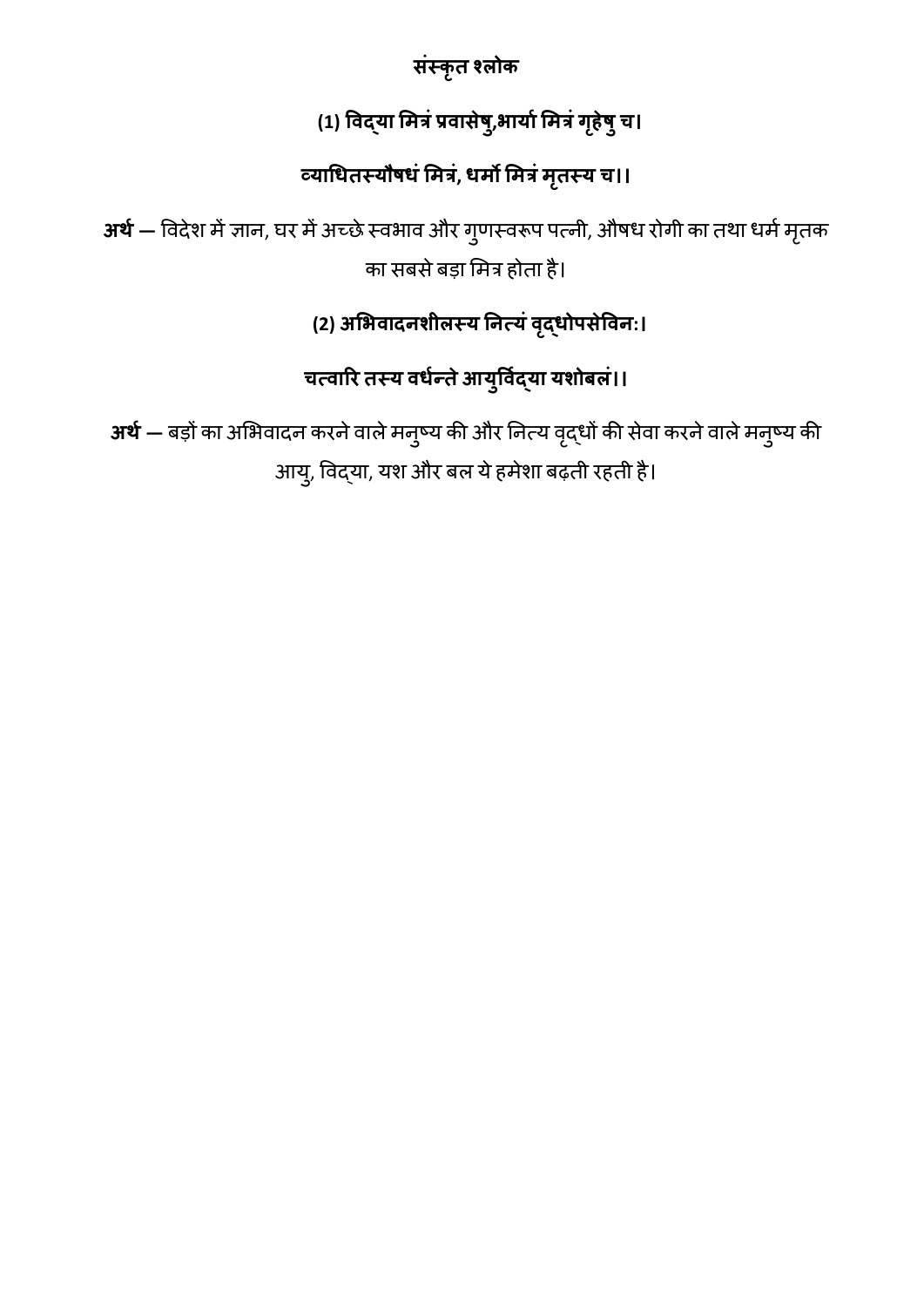**संस्कृत श्लोक**

**(1) विद्या मित्रं प्रवासेषु,भार्या मित्रं गृहेषु च।**

**व्याधितस्यौषधं मित्रं, धर्मो मित्रं मृतस्य च।।**

**अर्थ —** विदेश में ज्ञान, घर में अच्छे स्वभाव और गुणस्वरूप पत्नी, औषध रोगी का तथा धर्म मृतक का सबसे बड़ा मित्र होता है।

**(2) अभिवादनशीलस्य नित्यं वृद्धोपसेविनः।**

**चत्वारि तस्य वर्धन्ते आयुर्विद्या यशोबलं।।**

**अर्थ —** बड़ों का अभिवादन करने वाले मनुष्य की और नित्य वृद्धों की सेवा करने वाले मनुष्य की आयु, विद्या, यश और बल ये हमेशा बढ़ती रहती है।